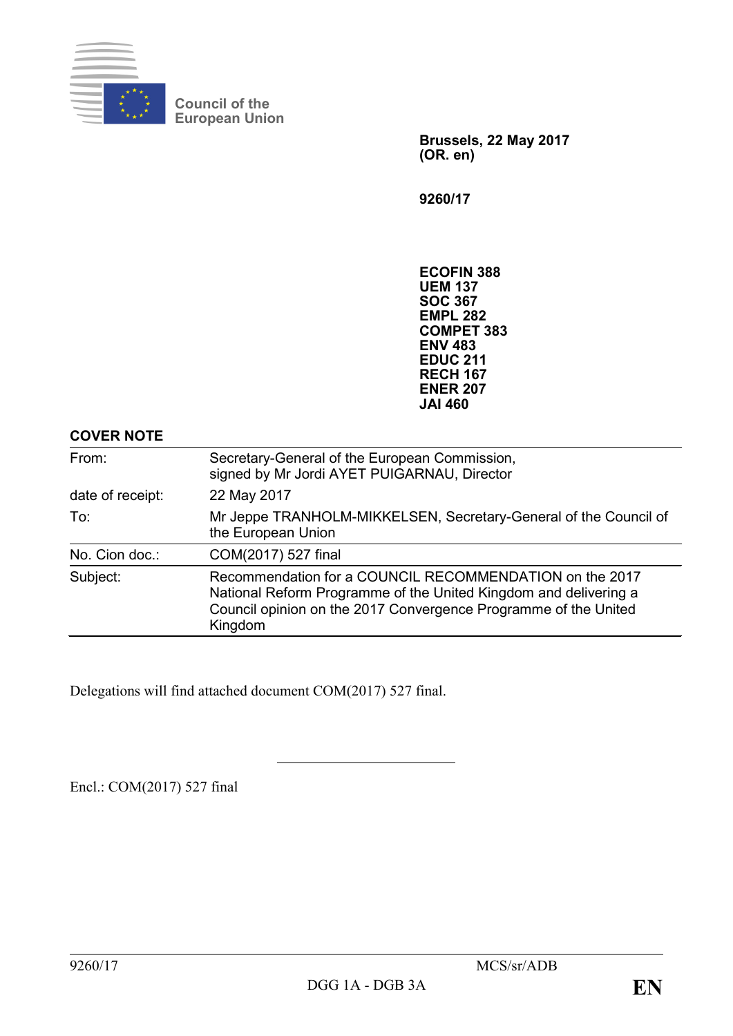Council of the European Union

**Brussels, 22 May 2017**
**(OR. en)**

**9260/17**

**ECOFIN 388**
**UEM 137**
**SOC 367**
**EMPL 282**
**COMPET 383**
**ENV 483**
**EDUC 211**
**RECH 167**
**ENER 207**
**JAI 460**

**COVER NOTE**

| | |
|---|---|
| From: | Secretary-General of the European Commission, signed by Mr Jordi AYET PUIGARNAU, Director |
| date of receipt: | 22 May 2017 |
| To: | Mr Jeppe TRANHOLM-MIKKELSEN, Secretary-General of the Council of the European Union |
| No. Cion doc.: | COM(2017) 527 final |
| Subject: | Recommendation for a COUNCIL RECOMMENDATION on the 2017 National Reform Programme of the United Kingdom and delivering a Council opinion on the 2017 Convergence Programme of the United Kingdom |

Delegations will find attached document COM(2017) 527 final.

Encl.: COM(2017) 527 final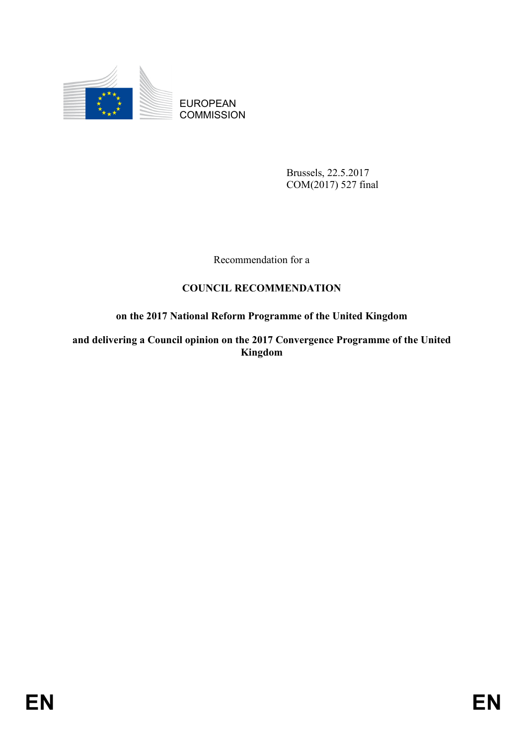EUROPEAN COMMISSION

Brussels, 22.5.2017
COM(2017) 527 final

Recommendation for a

**COUNCIL RECOMMENDATION**

**on the 2017 National Reform Programme of the United Kingdom**

**and delivering a Council opinion on the 2017 Convergence Programme of the United Kingdom**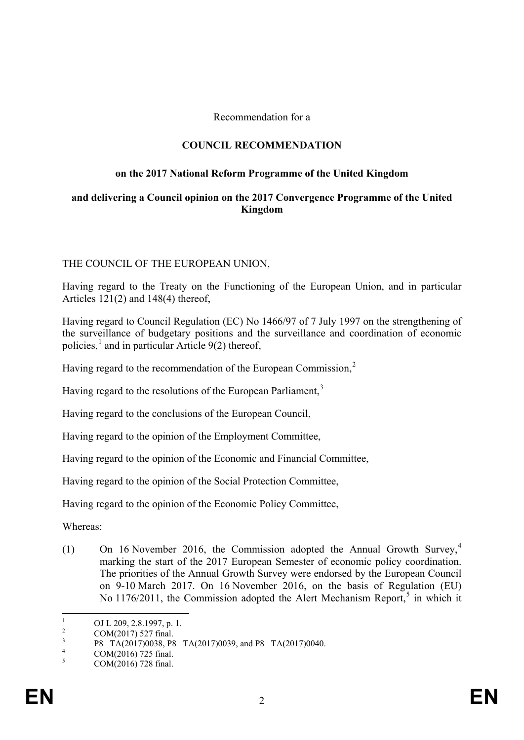Recommendation for a

**COUNCIL RECOMMENDATION**

**on the 2017 National Reform Programme of the United Kingdom**

**and delivering a Council opinion on the 2017 Convergence Programme of the United Kingdom**

THE COUNCIL OF THE EUROPEAN UNION,

Having regard to the Treaty on the Functioning of the European Union, and in particular Articles 121(2) and 148(4) thereof,

Having regard to Council Regulation (EC) No 1466/97 of 7 July 1997 on the strengthening of the surveillance of budgetary positions and the surveillance and coordination of economic policies,[1] and in particular Article 9(2) thereof,

Having regard to the recommendation of the European Commission,[2]

Having regard to the resolutions of the European Parliament,[3]

Having regard to the conclusions of the European Council,

Having regard to the opinion of the Employment Committee,

Having regard to the opinion of the Economic and Financial Committee,

Having regard to the opinion of the Social Protection Committee,

Having regard to the opinion of the Economic Policy Committee,

Whereas:

(1) On 16 November 2016, the Commission adopted the Annual Growth Survey,[4] marking the start of the 2017 European Semester of economic policy coordination. The priorities of the Annual Growth Survey were endorsed by the European Council on 9-10 March 2017. On 16 November 2016, on the basis of Regulation (EU) No 1176/2011, the Commission adopted the Alert Mechanism Report,[5] in which it

---

[1] OJ L 209, 2.8.1997, p. 1.

[2] COM(2017) 527 final.

[3] P8_ TA(2017)0038, P8_ TA(2017)0039, and P8_ TA(2017)0040.

[4] COM(2016) 725 final.

[5] COM(2016) 728 final.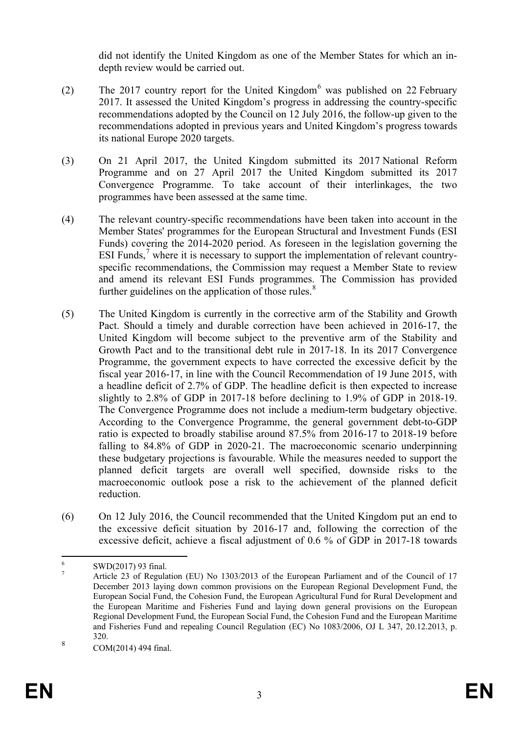did not identify the United Kingdom as one of the Member States for which an in-depth review would be carried out.

(2) The 2017 country report for the United Kingdom[6] was published on 22 February 2017. It assessed the United Kingdom's progress in addressing the country-specific recommendations adopted by the Council on 12 July 2016, the follow-up given to the recommendations adopted in previous years and United Kingdom's progress towards its national Europe 2020 targets.

(3) On 21 April 2017, the United Kingdom submitted its 2017 National Reform Programme and on 27 April 2017 the United Kingdom submitted its 2017 Convergence Programme. To take account of their interlinkages, the two programmes have been assessed at the same time.

(4) The relevant country-specific recommendations have been taken into account in the Member States' programmes for the European Structural and Investment Funds (ESI Funds) covering the 2014-2020 period. As foreseen in the legislation governing the ESI Funds,[7] where it is necessary to support the implementation of relevant country-specific recommendations, the Commission may request a Member State to review and amend its relevant ESI Funds programmes. The Commission has provided further guidelines on the application of those rules.[8]

(5) The United Kingdom is currently in the corrective arm of the Stability and Growth Pact. Should a timely and durable correction have been achieved in 2016-17, the United Kingdom will become subject to the preventive arm of the Stability and Growth Pact and to the transitional debt rule in 2017-18. In its 2017 Convergence Programme, the government expects to have corrected the excessive deficit by the fiscal year 2016-17, in line with the Council Recommendation of 19 June 2015, with a headline deficit of 2.7% of GDP. The headline deficit is then expected to increase slightly to 2.8% of GDP in 2017-18 before declining to 1.9% of GDP in 2018-19. The Convergence Programme does not include a medium-term budgetary objective. According to the Convergence Programme, the general government debt-to-GDP ratio is expected to broadly stabilise around 87.5% from 2016-17 to 2018-19 before falling to 84.8% of GDP in 2020-21. The macroeconomic scenario underpinning these budgetary projections is favourable. While the measures needed to support the planned deficit targets are overall well specified, downside risks to the macroeconomic outlook pose a risk to the achievement of the planned deficit reduction.

(6) On 12 July 2016, the Council recommended that the United Kingdom put an end to the excessive deficit situation by 2016-17 and, following the correction of the excessive deficit, achieve a fiscal adjustment of 0.6 % of GDP in 2017-18 towards

---

[6] SWD(2017) 93 final.

[7] Article 23 of Regulation (EU) No 1303/2013 of the European Parliament and of the Council of 17 December 2013 laying down common provisions on the European Regional Development Fund, the European Social Fund, the Cohesion Fund, the European Agricultural Fund for Rural Development and the European Maritime and Fisheries Fund and laying down general provisions on the European Regional Development Fund, the European Social Fund, the Cohesion Fund and the European Maritime and Fisheries Fund and repealing Council Regulation (EC) No 1083/2006, OJ L 347, 20.12.2013, p. 320.

[8] COM(2014) 494 final.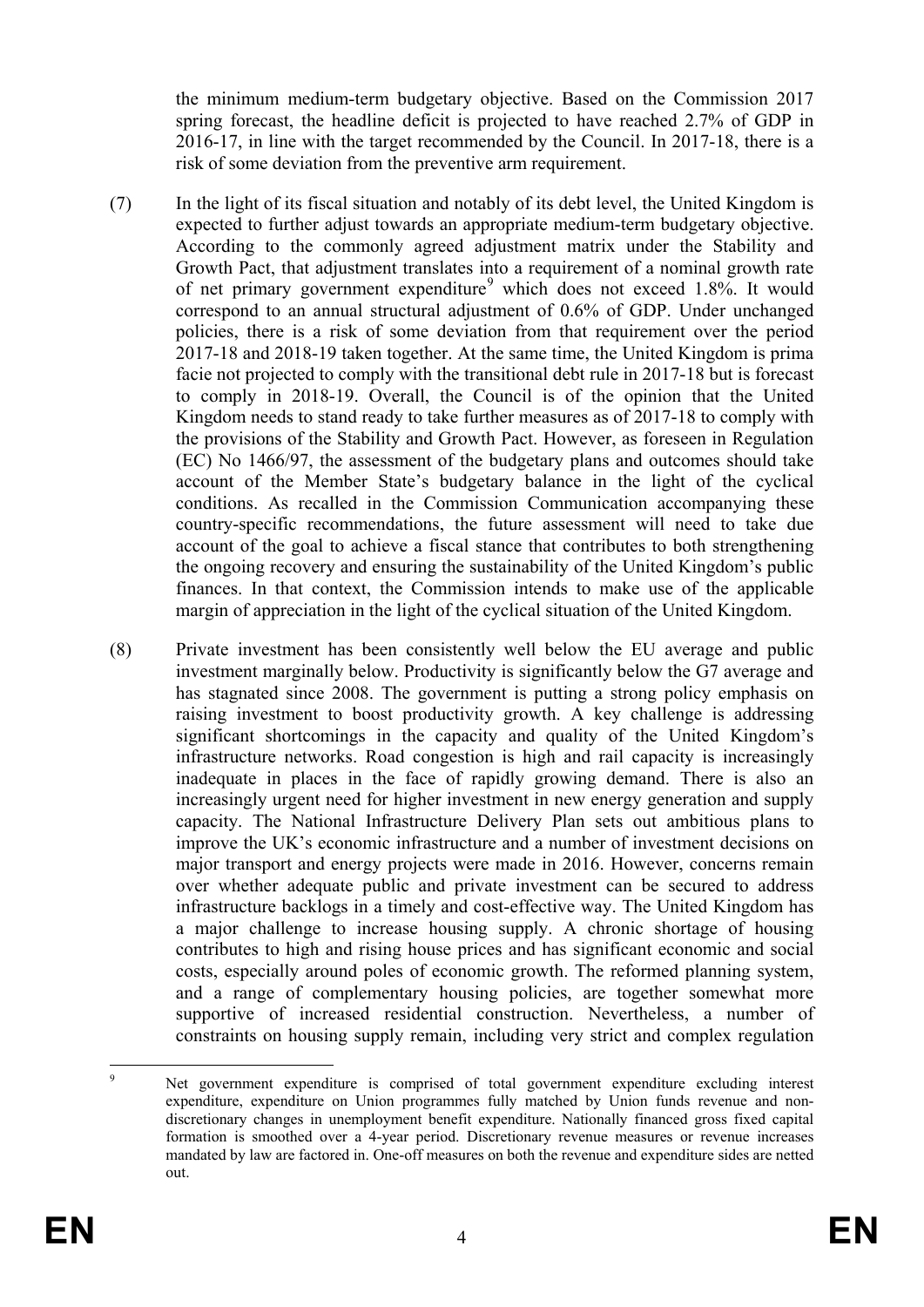the minimum medium-term budgetary objective. Based on the Commission 2017 spring forecast, the headline deficit is projected to have reached 2.7% of GDP in 2016-17, in line with the target recommended by the Council. In 2017-18, there is a risk of some deviation from the preventive arm requirement.

(7) In the light of its fiscal situation and notably of its debt level, the United Kingdom is expected to further adjust towards an appropriate medium-term budgetary objective. According to the commonly agreed adjustment matrix under the Stability and Growth Pact, that adjustment translates into a requirement of a nominal growth rate of net primary government expenditure[9] which does not exceed 1.8%. It would correspond to an annual structural adjustment of 0.6% of GDP. Under unchanged policies, there is a risk of some deviation from that requirement over the period 2017-18 and 2018-19 taken together. At the same time, the United Kingdom is prima facie not projected to comply with the transitional debt rule in 2017-18 but is forecast to comply in 2018-19. Overall, the Council is of the opinion that the United Kingdom needs to stand ready to take further measures as of 2017-18 to comply with the provisions of the Stability and Growth Pact. However, as foreseen in Regulation (EC) No 1466/97, the assessment of the budgetary plans and outcomes should take account of the Member State's budgetary balance in the light of the cyclical conditions. As recalled in the Commission Communication accompanying these country-specific recommendations, the future assessment will need to take due account of the goal to achieve a fiscal stance that contributes to both strengthening the ongoing recovery and ensuring the sustainability of the United Kingdom's public finances. In that context, the Commission intends to make use of the applicable margin of appreciation in the light of the cyclical situation of the United Kingdom.

(8) Private investment has been consistently well below the EU average and public investment marginally below. Productivity is significantly below the G7 average and has stagnated since 2008. The government is putting a strong policy emphasis on raising investment to boost productivity growth. A key challenge is addressing significant shortcomings in the capacity and quality of the United Kingdom's infrastructure networks. Road congestion is high and rail capacity is increasingly inadequate in places in the face of rapidly growing demand. There is also an increasingly urgent need for higher investment in new energy generation and supply capacity. The National Infrastructure Delivery Plan sets out ambitious plans to improve the UK's economic infrastructure and a number of investment decisions on major transport and energy projects were made in 2016. However, concerns remain over whether adequate public and private investment can be secured to address infrastructure backlogs in a timely and cost-effective way. The United Kingdom has a major challenge to increase housing supply. A chronic shortage of housing contributes to high and rising house prices and has significant economic and social costs, especially around poles of economic growth. The reformed planning system, and a range of complementary housing policies, are together somewhat more supportive of increased residential construction. Nevertheless, a number of constraints on housing supply remain, including very strict and complex regulation

[9] Net government expenditure is comprised of total government expenditure excluding interest expenditure, expenditure on Union programmes fully matched by Union funds revenue and non-discretionary changes in unemployment benefit expenditure. Nationally financed gross fixed capital formation is smoothed over a 4-year period. Discretionary revenue measures or revenue increases mandated by law are factored in. One-off measures on both the revenue and expenditure sides are netted out.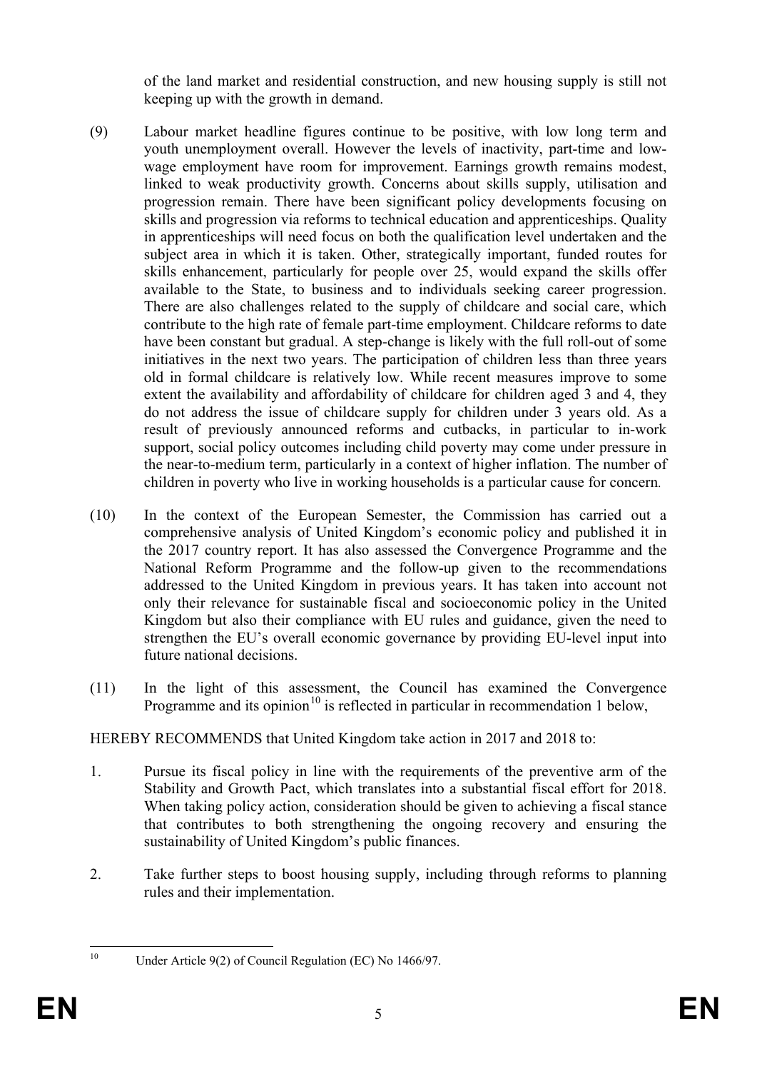of the land market and residential construction, and new housing supply is still not keeping up with the growth in demand.

(9) Labour market headline figures continue to be positive, with low long term and youth unemployment overall. However the levels of inactivity, part-time and low-wage employment have room for improvement. Earnings growth remains modest, linked to weak productivity growth. Concerns about skills supply, utilisation and progression remain. There have been significant policy developments focusing on skills and progression via reforms to technical education and apprenticeships. Quality in apprenticeships will need focus on both the qualification level undertaken and the subject area in which it is taken. Other, strategically important, funded routes for skills enhancement, particularly for people over 25, would expand the skills offer available to the State, to business and to individuals seeking career progression. There are also challenges related to the supply of childcare and social care, which contribute to the high rate of female part-time employment. Childcare reforms to date have been constant but gradual. A step-change is likely with the full roll-out of some initiatives in the next two years. The participation of children less than three years old in formal childcare is relatively low. While recent measures improve to some extent the availability and affordability of childcare for children aged 3 and 4, they do not address the issue of childcare supply for children under 3 years old. As a result of previously announced reforms and cutbacks, in particular to in-work support, social policy outcomes including child poverty may come under pressure in the near-to-medium term, particularly in a context of higher inflation. The number of children in poverty who live in working households is a particular cause for concern.

(10) In the context of the European Semester, the Commission has carried out a comprehensive analysis of United Kingdom's economic policy and published it in the 2017 country report. It has also assessed the Convergence Programme and the National Reform Programme and the follow-up given to the recommendations addressed to the United Kingdom in previous years. It has taken into account not only their relevance for sustainable fiscal and socioeconomic policy in the United Kingdom but also their compliance with EU rules and guidance, given the need to strengthen the EU's overall economic governance by providing EU-level input into future national decisions.

(11) In the light of this assessment, the Council has examined the Convergence Programme and its opinion[10] is reflected in particular in recommendation 1 below,

HEREBY RECOMMENDS that United Kingdom take action in 2017 and 2018 to:

1. Pursue its fiscal policy in line with the requirements of the preventive arm of the Stability and Growth Pact, which translates into a substantial fiscal effort for 2018. When taking policy action, consideration should be given to achieving a fiscal stance that contributes to both strengthening the ongoing recovery and ensuring the sustainability of United Kingdom's public finances.

2. Take further steps to boost housing supply, including through reforms to planning rules and their implementation.

[10] Under Article 9(2) of Council Regulation (EC) No 1466/97.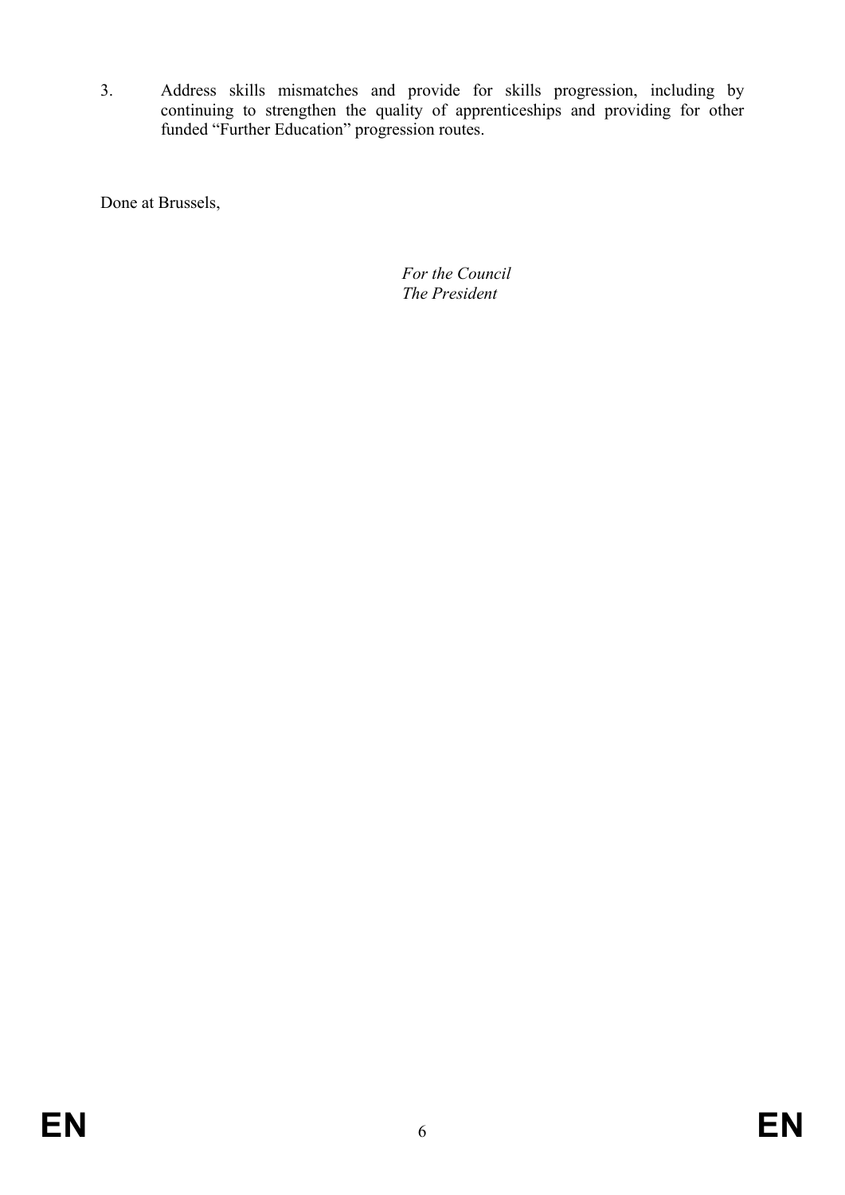3. Address skills mismatches and provide for skills progression, including by continuing to strengthen the quality of apprenticeships and providing for other funded "Further Education" progression routes.

Done at Brussels,

*For the Council*
*The President*